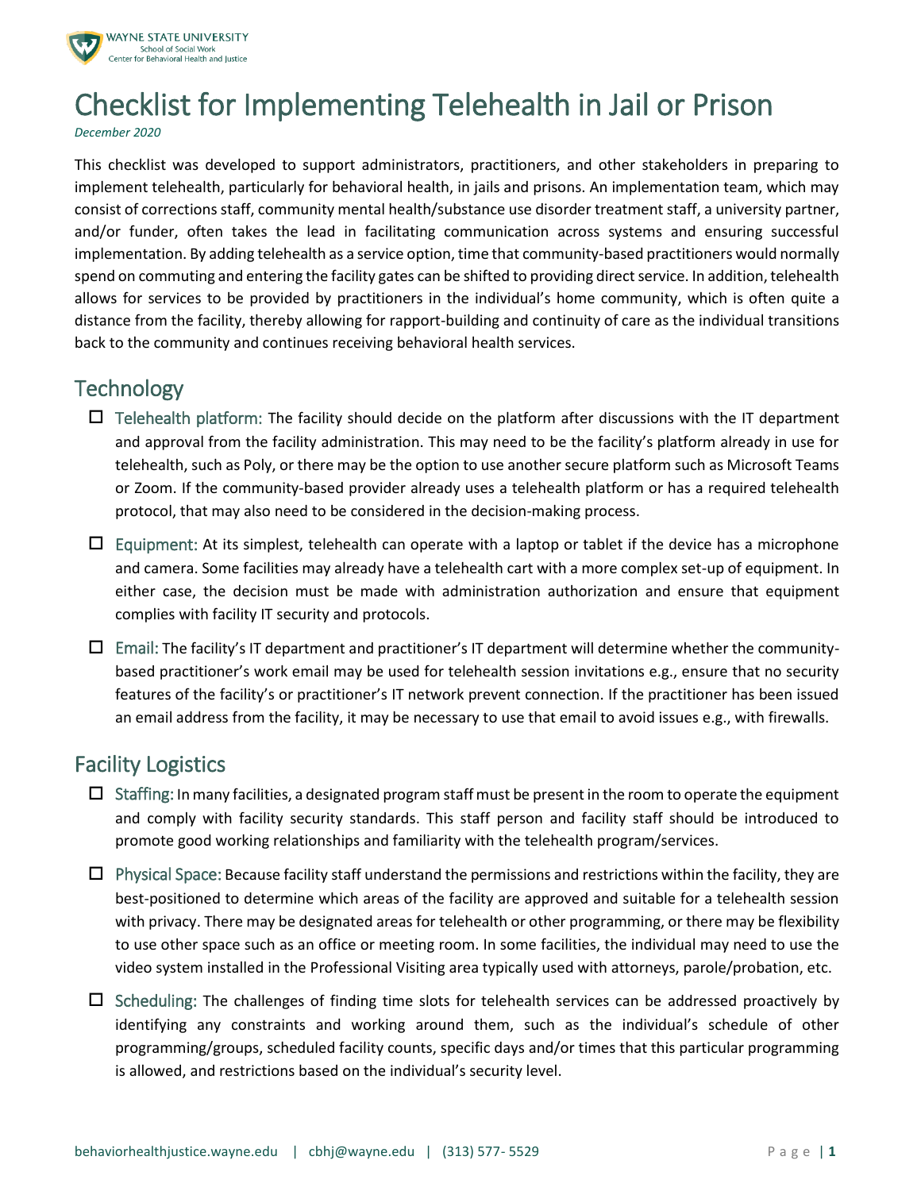# Checklist for Implementing Telehealth in Jail or Prison

*December 2020*

This checklist was developed to support administrators, practitioners, and other stakeholders in preparing to implement telehealth, particularly for behavioral health, in jails and prisons. An implementation team, which may consist of corrections staff, community mental health/substance use disorder treatment staff, a university partner, and/or funder, often takes the lead in facilitating communication across systems and ensuring successful implementation. By adding telehealth as a service option, time that community-based practitioners would normally spend on commuting and entering the facility gates can be shifted to providing direct service. In addition, telehealth allows for services to be provided by practitioners in the individual's home community, which is often quite a distance from the facility, thereby allowing for rapport-building and continuity of care as the individual transitions back to the community and continues receiving behavioral health services.

## Technology

- ☐ Telehealth platform: The facility should decide on the platform after discussions with the IT department and approval from the facility administration. This may need to be the facility's platform already in use for telehealth, such as Poly, or there may be the option to use another secure platform such as Microsoft Teams or Zoom. If the community-based provider already uses a telehealth platform or has a required telehealth protocol, that may also need to be considered in the decision-making process.

- ☐ Equipment: At its simplest, telehealth can operate with a laptop or tablet if the device has a microphone and camera. Some facilities may already have a telehealth cart with a more complex set-up of equipment. In either case, the decision must be made with administration authorization and ensure that equipment complies with facility IT security and protocols.

- ☐ Email: The facility's IT department and practitioner's IT department will determine whether the community-based practitioner's work email may be used for telehealth session invitations e.g., ensure that no security features of the facility's or practitioner's IT network prevent connection. If the practitioner has been issued an email address from the facility, it may be necessary to use that email to avoid issues e.g., with firewalls.

## Facility Logistics

- ☐ Staffing: In many facilities, a designated program staff must be present in the room to operate the equipment and comply with facility security standards. This staff person and facility staff should be introduced to promote good working relationships and familiarity with the telehealth program/services.

- ☐ Physical Space: Because facility staff understand the permissions and restrictions within the facility, they are best-positioned to determine which areas of the facility are approved and suitable for a telehealth session with privacy. There may be designated areas for telehealth or other programming, or there may be flexibility to use other space such as an office or meeting room. In some facilities, the individual may need to use the video system installed in the Professional Visiting area typically used with attorneys, parole/probation, etc.

- ☐ Scheduling: The challenges of finding time slots for telehealth services can be addressed proactively by identifying any constraints and working around them, such as the individual's schedule of other programming/groups, scheduled facility counts, specific days and/or times that this particular programming is allowed, and restrictions based on the individual's security level.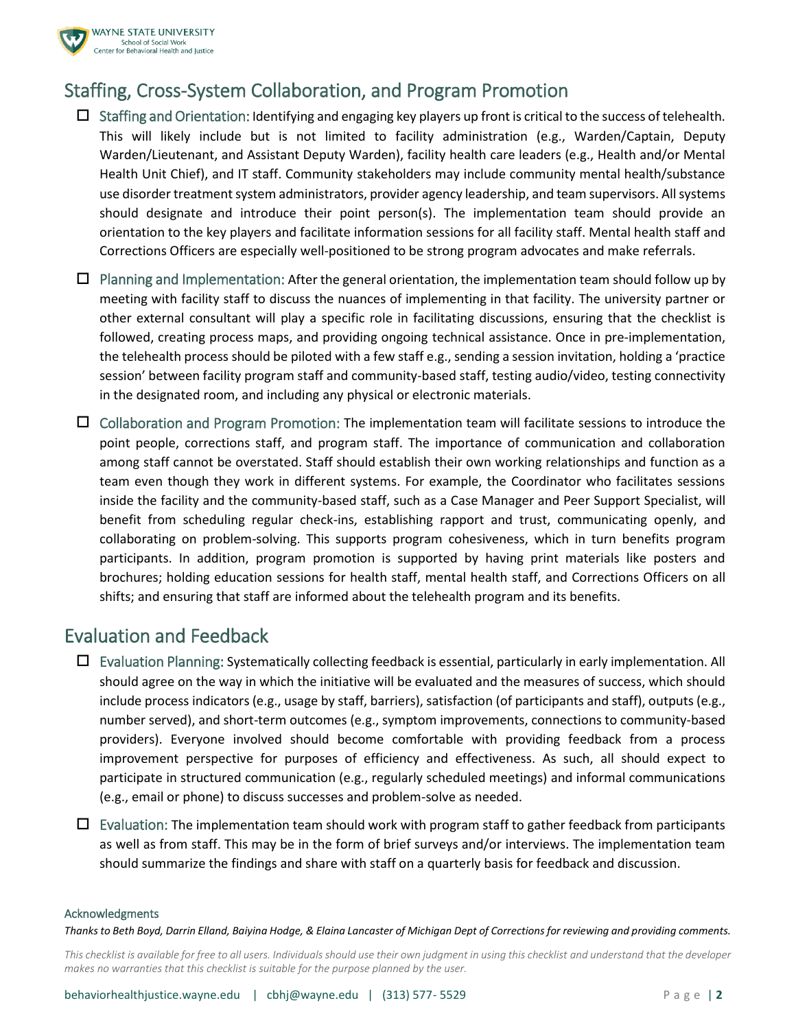## Staffing, Cross-System Collaboration, and Program Promotion

- ☐ Staffing and Orientation: Identifying and engaging key players up front is critical to the success of telehealth. This will likely include but is not limited to facility administration (e.g., Warden/Captain, Deputy Warden/Lieutenant, and Assistant Deputy Warden), facility health care leaders (e.g., Health and/or Mental Health Unit Chief), and IT staff. Community stakeholders may include community mental health/substance use disorder treatment system administrators, provider agency leadership, and team supervisors. All systems should designate and introduce their point person(s). The implementation team should provide an orientation to the key players and facilitate information sessions for all facility staff. Mental health staff and Corrections Officers are especially well-positioned to be strong program advocates and make referrals.

- ☐ Planning and Implementation: After the general orientation, the implementation team should follow up by meeting with facility staff to discuss the nuances of implementing in that facility. The university partner or other external consultant will play a specific role in facilitating discussions, ensuring that the checklist is followed, creating process maps, and providing ongoing technical assistance. Once in pre-implementation, the telehealth process should be piloted with a few staff e.g., sending a session invitation, holding a 'practice session' between facility program staff and community-based staff, testing audio/video, testing connectivity in the designated room, and including any physical or electronic materials.

- ☐ Collaboration and Program Promotion: The implementation team will facilitate sessions to introduce the point people, corrections staff, and program staff. The importance of communication and collaboration among staff cannot be overstated. Staff should establish their own working relationships and function as a team even though they work in different systems. For example, the Coordinator who facilitates sessions inside the facility and the community-based staff, such as a Case Manager and Peer Support Specialist, will benefit from scheduling regular check-ins, establishing rapport and trust, communicating openly, and collaborating on problem-solving. This supports program cohesiveness, which in turn benefits program participants. In addition, program promotion is supported by having print materials like posters and brochures; holding education sessions for health staff, mental health staff, and Corrections Officers on all shifts; and ensuring that staff are informed about the telehealth program and its benefits.

## Evaluation and Feedback

- ☐ Evaluation Planning: Systematically collecting feedback is essential, particularly in early implementation. All should agree on the way in which the initiative will be evaluated and the measures of success, which should include process indicators (e.g., usage by staff, barriers), satisfaction (of participants and staff), outputs (e.g., number served), and short-term outcomes (e.g., symptom improvements, connections to community-based providers). Everyone involved should become comfortable with providing feedback from a process improvement perspective for purposes of efficiency and effectiveness. As such, all should expect to participate in structured communication (e.g., regularly scheduled meetings) and informal communications (e.g., email or phone) to discuss successes and problem-solve as needed.

- ☐ Evaluation: The implementation team should work with program staff to gather feedback from participants as well as from staff. This may be in the form of brief surveys and/or interviews. The implementation team should summarize the findings and share with staff on a quarterly basis for feedback and discussion.

### Acknowledgments

*Thanks to Beth Boyd, Darrin Elland, Baiyina Hodge, & Elaina Lancaster of Michigan Dept of Corrections for reviewing and providing comments.*

*This checklist is available for free to all users. Individuals should use their own judgment in using this checklist and understand that the developer makes no warranties that this checklist is suitable for the purpose planned by the user.*

behaviorhealthjustice.wayne.edu | cbhj@wayne.edu | (313) 577- 5529